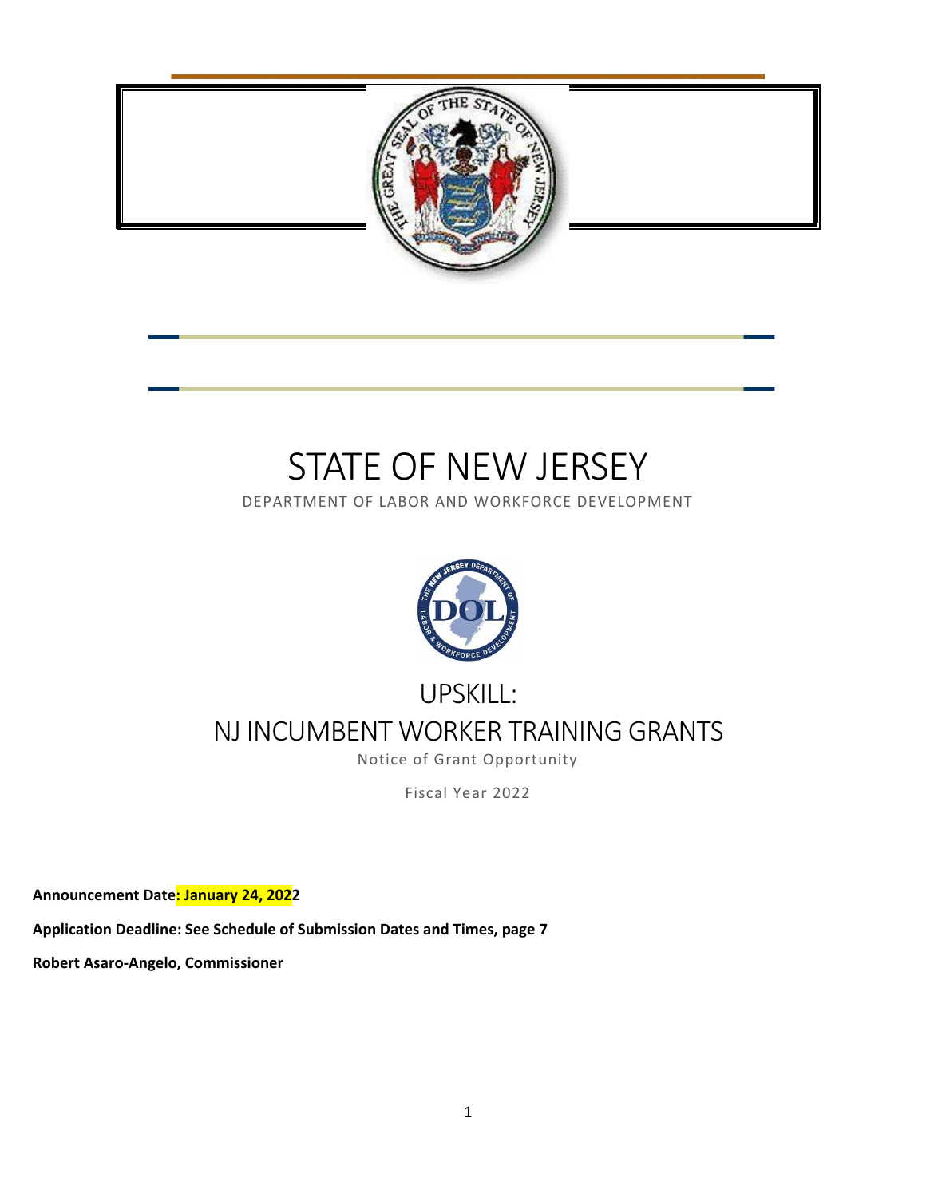# STATE OF NEW JERSEY

DEPARTMENT OF LABOR AND WORKFORCE DEVELOPMENT

## UPSKILL:
## NJ INCUMBENT WORKER TRAINING GRANTS

Notice of Grant Opportunity

Fiscal Year 2022

**Announcement Date: January 24, 2022**

**Application Deadline: See Schedule of Submission Dates and Times, page 7**

**Robert Asaro-Angelo, Commissioner**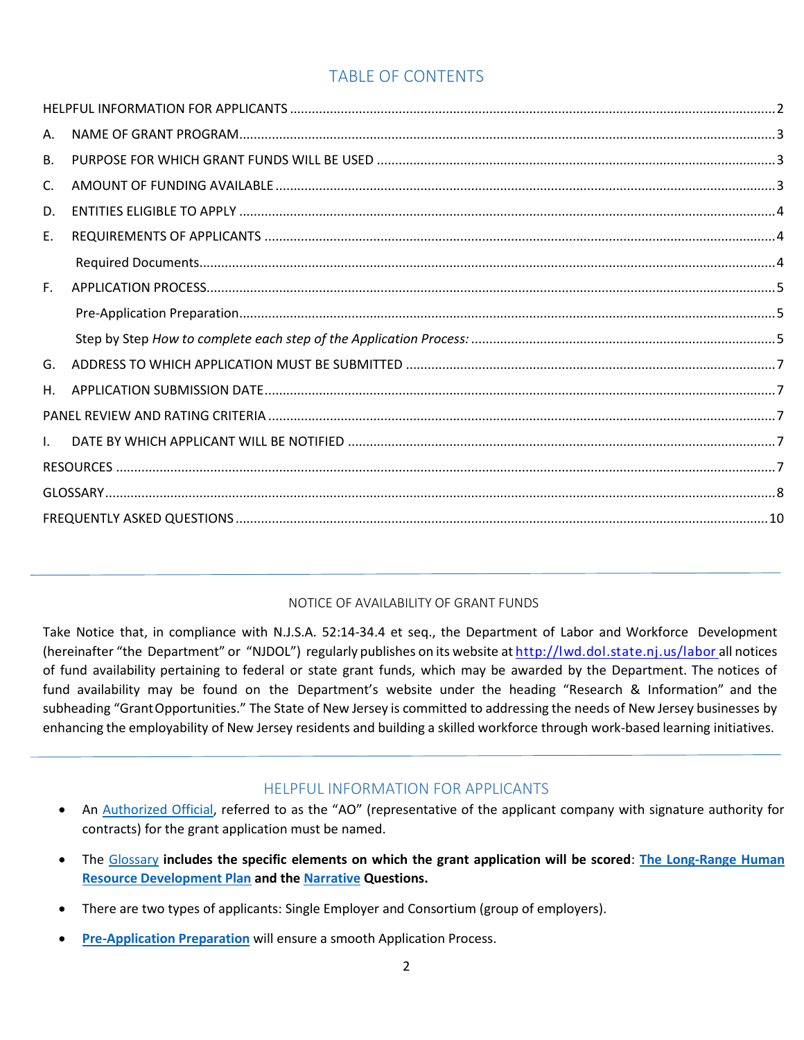## TABLE OF CONTENTS

HELPFUL INFORMATION FOR APPLICANTS .......... 2

A. NAME OF GRANT PROGRAM .......... 3

B. PURPOSE FOR WHICH GRANT FUNDS WILL BE USED .......... 3

C. AMOUNT OF FUNDING AVAILABLE .......... 3

D. ENTITIES ELIGIBLE TO APPLY .......... 4

E. REQUIREMENTS OF APPLICANTS .......... 4

Required Documents .......... 4

F. APPLICATION PROCESS .......... 5

Pre-Application Preparation .......... 5

Step by Step *How to complete each step of the Application Process:* .......... 5

G. ADDRESS TO WHICH APPLICATION MUST BE SUBMITTED .......... 7

H. APPLICATION SUBMISSION DATE .......... 7

PANEL REVIEW AND RATING CRITERIA .......... 7

I. DATE BY WHICH APPLICANT WILL BE NOTIFIED .......... 7

RESOURCES .......... 7

GLOSSARY .......... 8

FREQUENTLY ASKED QUESTIONS .......... 10

---

NOTICE OF AVAILABILITY OF GRANT FUNDS

Take Notice that, in compliance with N.J.S.A. 52:14-34.4 et seq., the Department of Labor and Workforce Development (hereinafter "the Department" or "NJDOL") regularly publishes on its website at http://lwd.dol.state.nj.us/labor all notices of fund availability pertaining to federal or state grant funds, which may be awarded by the Department. The notices of fund availability may be found on the Department's website under the heading "Research & Information" and the subheading "Grant Opportunities." The State of New Jersey is committed to addressing the needs of New Jersey businesses by enhancing the employability of New Jersey residents and building a skilled workforce through work-based learning initiatives.

---

## HELPFUL INFORMATION FOR APPLICANTS

- An Authorized Official, referred to as the "AO" (representative of the applicant company with signature authority for contracts) for the grant application must be named.
- The Glossary **includes the specific elements on which the grant application will be scored**: **The Long-Range Human Resource Development Plan and the Narrative Questions.**
- There are two types of applicants: Single Employer and Consortium (group of employers).
- **Pre-Application Preparation** will ensure a smooth Application Process.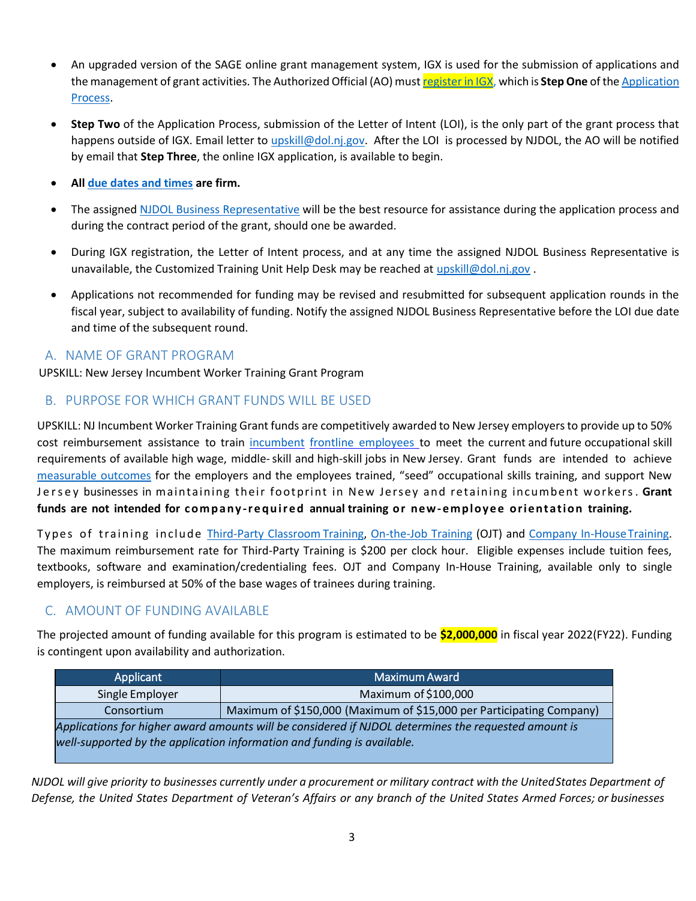- An upgraded version of the SAGE online grant management system, IGX is used for the submission of applications and the management of grant activities. The Authorized Official (AO) must register in IGX, which is **Step One** of the Application Process.

- **Step Two** of the Application Process, submission of the Letter of Intent (LOI), is the only part of the grant process that happens outside of IGX. Email letter to upskill@dol.nj.gov. After the LOI is processed by NJDOL, the AO will be notified by email that **Step Three**, the online IGX application, is available to begin.

- **All due dates and times are firm.**

- The assigned NJDOL Business Representative will be the best resource for assistance during the application process and during the contract period of the grant, should one be awarded.

- During IGX registration, the Letter of Intent process, and at any time the assigned NJDOL Business Representative is unavailable, the Customized Training Unit Help Desk may be reached at upskill@dol.nj.gov .

- Applications not recommended for funding may be revised and resubmitted for subsequent application rounds in the fiscal year, subject to availability of funding. Notify the assigned NJDOL Business Representative before the LOI due date and time of the subsequent round.

## A. NAME OF GRANT PROGRAM

UPSKILL: New Jersey Incumbent Worker Training Grant Program

## B. PURPOSE FOR WHICH GRANT FUNDS WILL BE USED

UPSKILL: NJ Incumbent Worker Training Grant funds are competitively awarded to New Jersey employers to provide up to 50% cost reimbursement assistance to train incumbent frontline employees to meet the current and future occupational skill requirements of available high wage, middle- skill and high-skill jobs in New Jersey. Grant funds are intended to achieve measurable outcomes for the employers and the employees trained, "seed" occupational skills training, and support New Jersey businesses in maintaining their footprint in New Jersey and retaining incumbent workers. **Grant funds are not intended for company-required annual training or new-employee orientation training.**

Types of training include Third-Party Classroom Training, On-the-Job Training (OJT) and Company In-House Training. The maximum reimbursement rate for Third-Party Training is $200 per clock hour. Eligible expenses include tuition fees, textbooks, software and examination/credentialing fees. OJT and Company In-House Training, available only to single employers, is reimbursed at 50% of the base wages of trainees during training.

## C. AMOUNT OF FUNDING AVAILABLE

The projected amount of funding available for this program is estimated to be **$2,000,000** in fiscal year 2022(FY22). Funding is contingent upon availability and authorization.

| Applicant | Maximum Award |
|---|---|
| Single Employer | Maximum of $100,000 |
| Consortium | Maximum of $150,000 (Maximum of $15,000 per Participating Company) |
| *Applications for higher award amounts will be considered if NJDOL determines the requested amount is well-supported by the application information and funding is available.* | |

*NJDOL will give priority to businesses currently under a procurement or military contract with the United States Department of Defense, the United States Department of Veteran's Affairs or any branch of the United States Armed Forces; or businesses*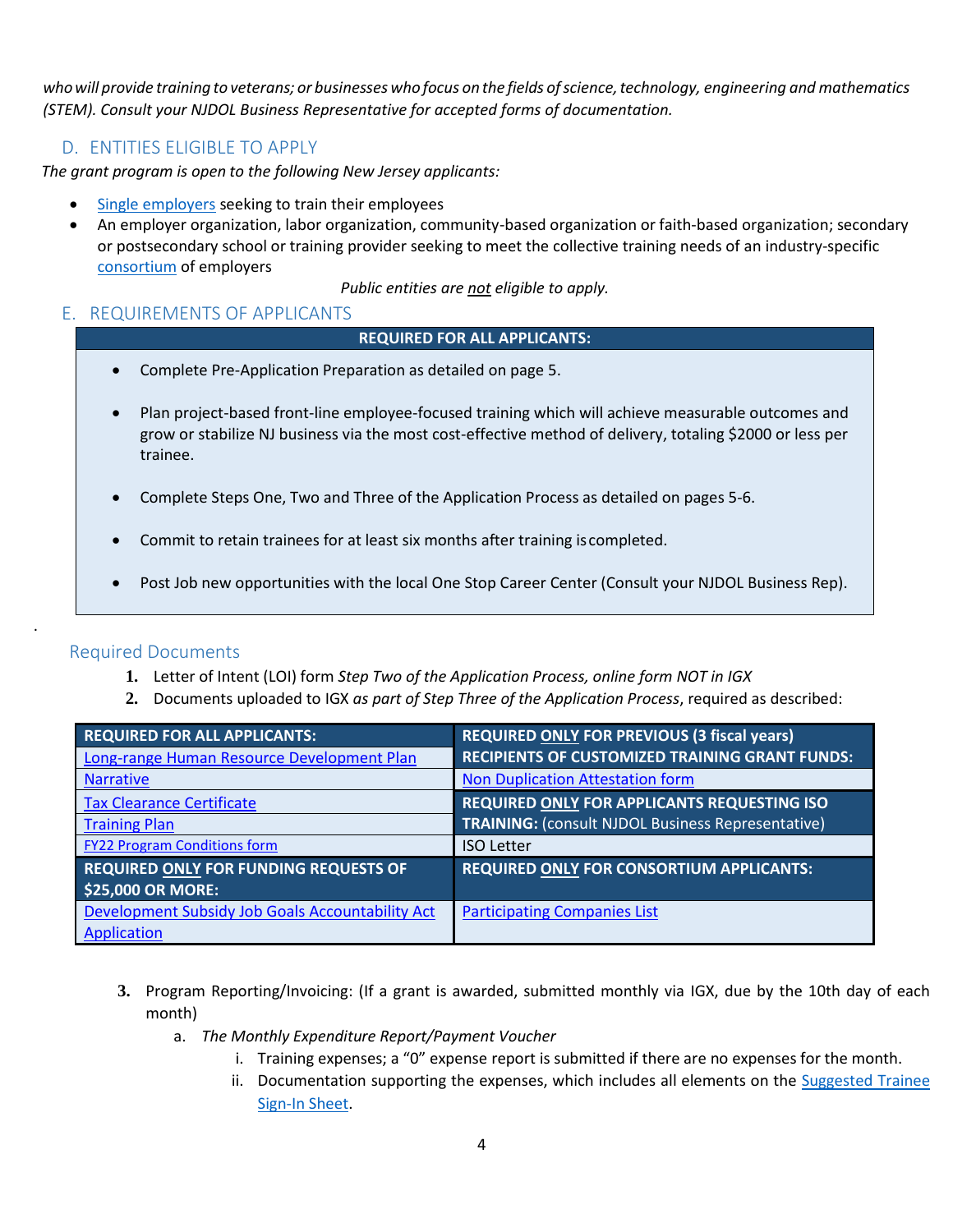*who will provide training to veterans; or businesses who focus on the fields of science, technology, engineering and mathematics (STEM). Consult your NJDOL Business Representative for accepted forms of documentation.*

## D. ENTITIES ELIGIBLE TO APPLY

*The grant program is open to the following New Jersey applicants:*

- Single employers seeking to train their employees
- An employer organization, labor organization, community-based organization or faith-based organization; secondary or postsecondary school or training provider seeking to meet the collective training needs of an industry-specific consortium of employers

*Public entities are not eligible to apply.*

## E. REQUIREMENTS OF APPLICANTS

**REQUIRED FOR ALL APPLICANTS:**

- Complete Pre-Application Preparation as detailed on page 5.
- Plan project-based front-line employee-focused training which will achieve measurable outcomes and grow or stabilize NJ business via the most cost-effective method of delivery, totaling $2000 or less per trainee.
- Complete Steps One, Two and Three of the Application Process as detailed on pages 5-6.
- Commit to retain trainees for at least six months after training is completed.
- Post Job new opportunities with the local One Stop Career Center (Consult your NJDOL Business Rep).

### Required Documents

1. Letter of Intent (LOI) form *Step Two of the Application Process, online form NOT in IGX*
2. Documents uploaded to IGX *as part of Step Three of the Application Process*, required as described:

| **REQUIRED FOR ALL APPLICANTS:** | **REQUIRED ONLY FOR PREVIOUS (3 fiscal years) RECIPIENTS OF CUSTOMIZED TRAINING GRANT FUNDS:** |
|---|---|
| Long-range Human Resource Development Plan | |
| Narrative | Non Duplication Attestation form |
| Tax Clearance Certificate | **REQUIRED ONLY FOR APPLICANTS REQUESTING ISO TRAINING:** (consult NJDOL Business Representative) |
| Training Plan | |
| FY22 Program Conditions form | ISO Letter |
| **REQUIRED ONLY FOR FUNDING REQUESTS OF $25,000 OR MORE:** | **REQUIRED ONLY FOR CONSORTIUM APPLICANTS:** |
| Development Subsidy Job Goals Accountability Act Application | Participating Companies List |

3. Program Reporting/Invoicing: (If a grant is awarded, submitted monthly via IGX, due by the 10th day of each month)
   a. *The Monthly Expenditure Report/Payment Voucher*
      i. Training expenses; a "0" expense report is submitted if there are no expenses for the month.
      ii. Documentation supporting the expenses, which includes all elements on the Suggested Trainee Sign-In Sheet.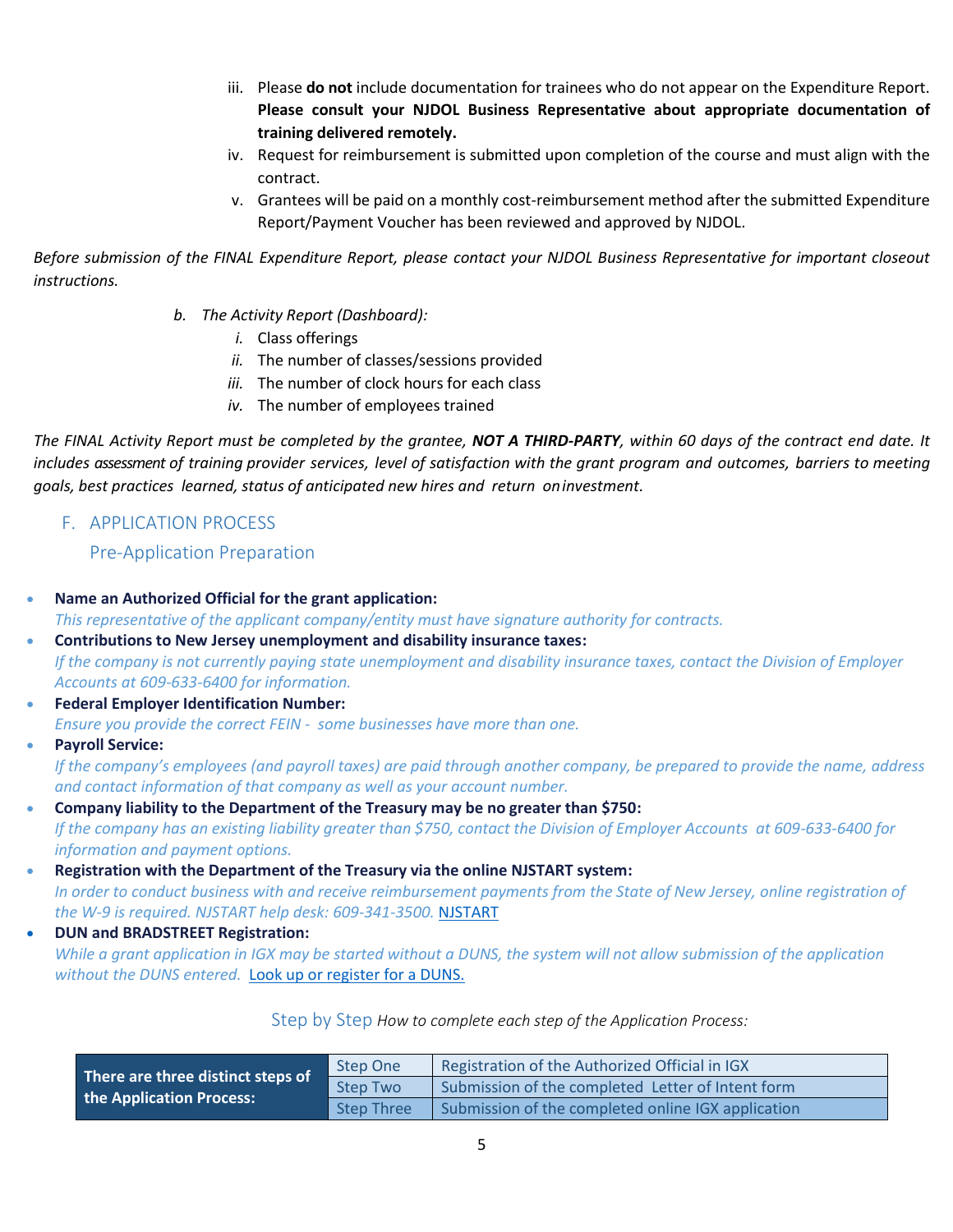iii. Please **do not** include documentation for trainees who do not appear on the Expenditure Report. **Please consult your NJDOL Business Representative about appropriate documentation of training delivered remotely.**

iv. Request for reimbursement is submitted upon completion of the course and must align with the contract.

v. Grantees will be paid on a monthly cost-reimbursement method after the submitted Expenditure Report/Payment Voucher has been reviewed and approved by NJDOL.

*Before submission of the FINAL Expenditure Report, please contact your NJDOL Business Representative for important closeout instructions.*

*b. The Activity Report (Dashboard):*

*i.* Class offerings
*ii.* The number of classes/sessions provided
*iii.* The number of clock hours for each class
*iv.* The number of employees trained

*The FINAL Activity Report must be completed by the grantee, **NOT A THIRD-PARTY**, within 60 days of the contract end date. It includes assessment of training provider services, level of satisfaction with the grant program and outcomes, barriers to meeting goals, best practices learned, status of anticipated new hires and return on investment.*

## F. APPLICATION PROCESS

### Pre-Application Preparation

- **Name an Authorized Official for the grant application:**
  *This representative of the applicant company/entity must have signature authority for contracts.*
- **Contributions to New Jersey unemployment and disability insurance taxes:**
  *If the company is not currently paying state unemployment and disability insurance taxes, contact the Division of Employer Accounts at 609-633-6400 for information.*
- **Federal Employer Identification Number:**
  *Ensure you provide the correct FEIN - some businesses have more than one.*
- **Payroll Service:**
  *If the company's employees (and payroll taxes) are paid through another company, be prepared to provide the name, address and contact information of that company as well as your account number.*
- **Company liability to the Department of the Treasury may be no greater than $750:**
  *If the company has an existing liability greater than $750, contact the Division of Employer Accounts at 609-633-6400 for information and payment options.*
- **Registration with the Department of the Treasury via the online NJSTART system:**
  *In order to conduct business with and receive reimbursement payments from the State of New Jersey, online registration of the W-9 is required. NJSTART help desk: 609-341-3500.* NJSTART
- **DUN and BRADSTREET Registration:**
  *While a grant application in IGX may be started without a DUNS, the system will not allow submission of the application without the DUNS entered.* Look up or register for a DUNS.

### Step by Step *How to complete each step of the Application Process:*

| There are three distinct steps of the Application Process: | Step | Description |
|---|---|---|
| | Step One | Registration of the Authorized Official in IGX |
| | Step Two | Submission of the completed Letter of Intent form |
| | Step Three | Submission of the completed online IGX application |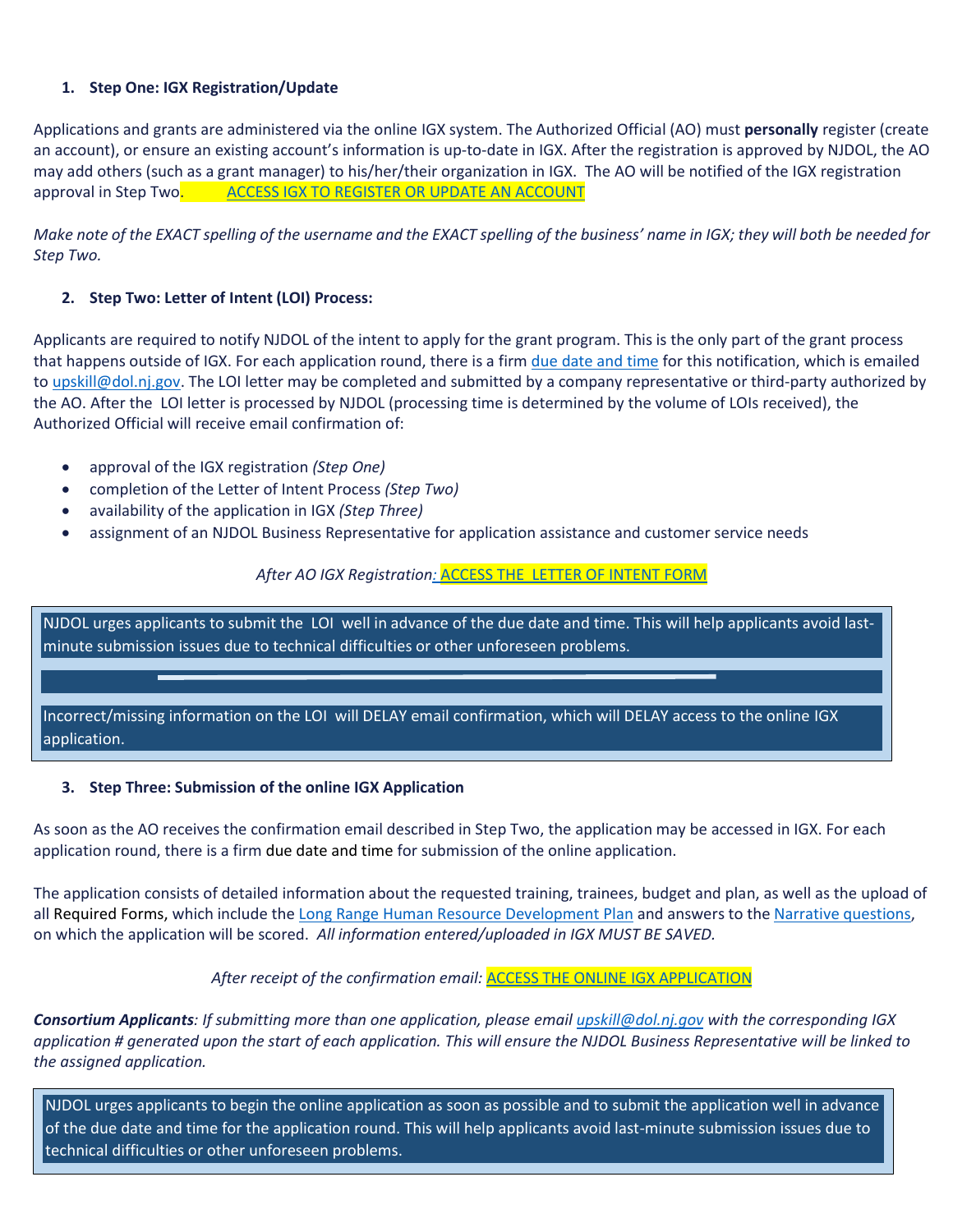1. **Step One: IGX Registration/Update**

Applications and grants are administered via the online IGX system. The Authorized Official (AO) must **personally** register (create an account), or ensure an existing account's information is up-to-date in IGX. After the registration is approved by NJDOL, the AO may add others (such as a grant manager) to his/her/their organization in IGX. The AO will be notified of the IGX registration approval in Step Two. ACCESS IGX TO REGISTER OR UPDATE AN ACCOUNT

*Make note of the EXACT spelling of the username and the EXACT spelling of the business' name in IGX; they will both be needed for Step Two.*

2. **Step Two: Letter of Intent (LOI) Process:**

Applicants are required to notify NJDOL of the intent to apply for the grant program. This is the only part of the grant process that happens outside of IGX. For each application round, there is a firm due date and time for this notification, which is emailed to upskill@dol.nj.gov. The LOI letter may be completed and submitted by a company representative or third-party authorized by the AO. After the LOI letter is processed by NJDOL (processing time is determined by the volume of LOIs received), the Authorized Official will receive email confirmation of:

- approval of the IGX registration *(Step One)*
- completion of the Letter of Intent Process *(Step Two)*
- availability of the application in IGX *(Step Three)*
- assignment of an NJDOL Business Representative for application assistance and customer service needs

*After AO IGX Registration:* ACCESS THE LETTER OF INTENT FORM

NJDOL urges applicants to submit the LOI well in advance of the due date and time. This will help applicants avoid last-minute submission issues due to technical difficulties or other unforeseen problems.

Incorrect/missing information on the LOI will DELAY email confirmation, which will DELAY access to the online IGX application.

3. **Step Three: Submission of the online IGX Application**

As soon as the AO receives the confirmation email described in Step Two, the application may be accessed in IGX. For each application round, there is a firm due date and time for submission of the online application.

The application consists of detailed information about the requested training, trainees, budget and plan, as well as the upload of all Required Forms, which include the Long Range Human Resource Development Plan and answers to the Narrative questions, on which the application will be scored. *All information entered/uploaded in IGX MUST BE SAVED.*

*After receipt of the confirmation email:* ACCESS THE ONLINE IGX APPLICATION

***Consortium Applicants****: If submitting more than one application, please email upskill@dol.nj.gov with the corresponding IGX application # generated upon the start of each application. This will ensure the NJDOL Business Representative will be linked to the assigned application.*

NJDOL urges applicants to begin the online application as soon as possible and to submit the application well in advance of the due date and time for the application round. This will help applicants avoid last-minute submission issues due to technical difficulties or other unforeseen problems.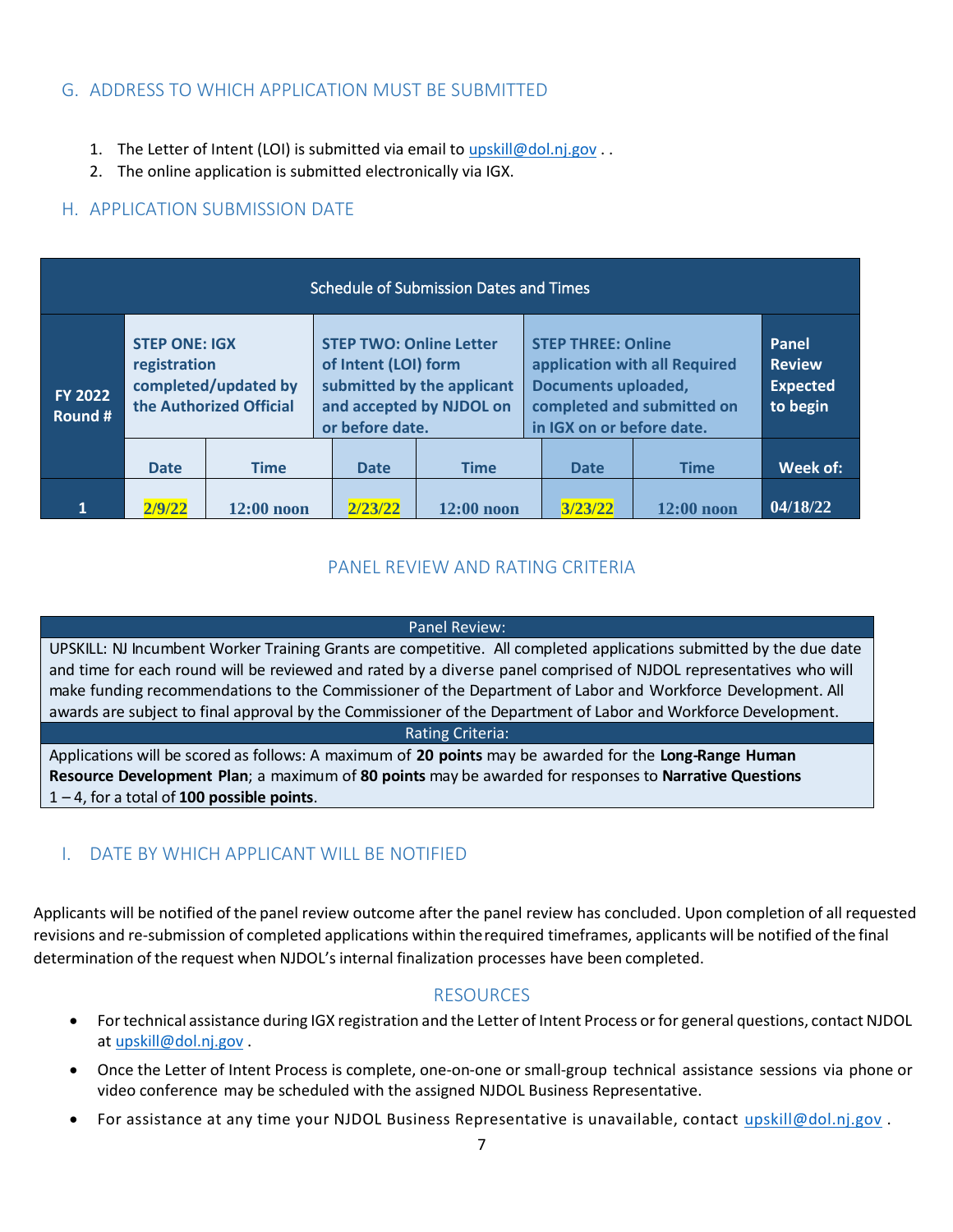## G. ADDRESS TO WHICH APPLICATION MUST BE SUBMITTED

1. The Letter of Intent (LOI) is submitted via email to upskill@dol.nj.gov . .
2. The online application is submitted electronically via IGX.

## H. APPLICATION SUBMISSION DATE

| Schedule of Submission Dates and Times | | | | | | | |
|---|---|---|---|---|---|---|---|
| **FY 2022 Round #** | **STEP ONE: IGX registration completed/updated by the Authorized Official** | | **STEP TWO: Online Letter of Intent (LOI) form submitted by the applicant and accepted by NJDOL on or before date.** | | **STEP THREE: Online application with all Required Documents uploaded, completed and submitted on in IGX on or before date.** | | **Panel Review Expected to begin** |
| | **Date** | **Time** | **Date** | **Time** | **Date** | **Time** | **Week of:** |
| 1 | 2/9/22 | 12:00 noon | 2/23/22 | 12:00 noon | 3/23/22 | 12:00 noon | 04/18/22 |

## PANEL REVIEW AND RATING CRITERIA

| Panel Review: |
|---|
| UPSKILL: NJ Incumbent Worker Training Grants are competitive. All completed applications submitted by the due date and time for each round will be reviewed and rated by a diverse panel comprised of NJDOL representatives who will make funding recommendations to the Commissioner of the Department of Labor and Workforce Development. All awards are subject to final approval by the Commissioner of the Department of Labor and Workforce Development. |
| Rating Criteria: |
| Applications will be scored as follows: A maximum of **20 points** may be awarded for the **Long-Range Human Resource Development Plan**; a maximum of **80 points** may be awarded for responses to **Narrative Questions** 1 – 4, for a total of **100 possible points**. |

## I. DATE BY WHICH APPLICANT WILL BE NOTIFIED

Applicants will be notified of the panel review outcome after the panel review has concluded. Upon completion of all requested revisions and re-submission of completed applications within the required timeframes, applicants will be notified of the final determination of the request when NJDOL's internal finalization processes have been completed.

## RESOURCES

- For technical assistance during IGX registration and the Letter of Intent Process or for general questions, contact NJDOL at upskill@dol.nj.gov .
- Once the Letter of Intent Process is complete, one-on-one or small-group technical assistance sessions via phone or video conference may be scheduled with the assigned NJDOL Business Representative.
- For assistance at any time your NJDOL Business Representative is unavailable, contact upskill@dol.nj.gov .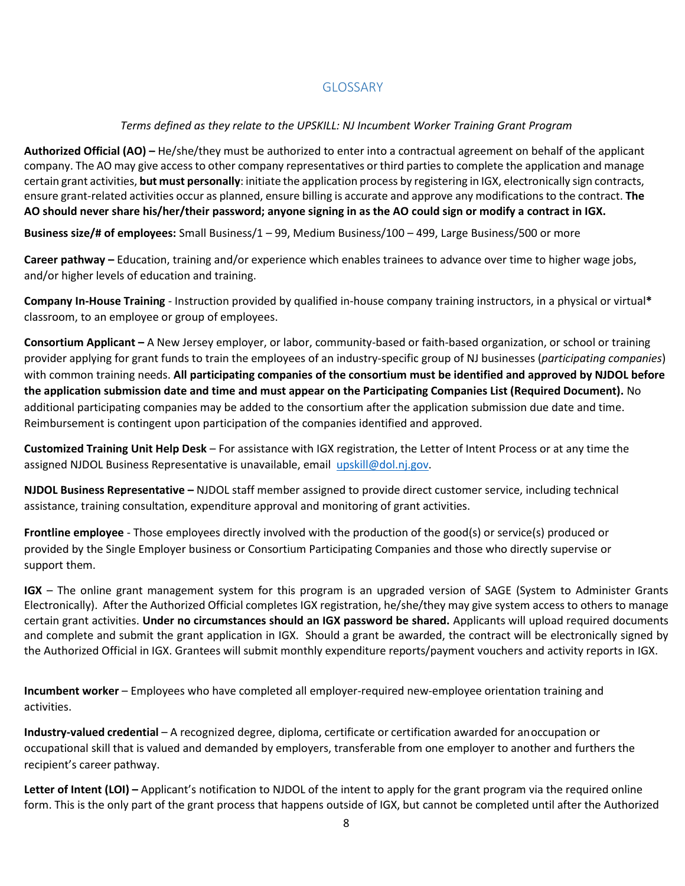## GLOSSARY

*Terms defined as they relate to the UPSKILL: NJ Incumbent Worker Training Grant Program*

**Authorized Official (AO) –** He/she/they must be authorized to enter into a contractual agreement on behalf of the applicant company. The AO may give access to other company representatives or third parties to complete the application and manage certain grant activities, **but must personally**: initiate the application process by registering in IGX, electronically sign contracts, ensure grant-related activities occur as planned, ensure billing is accurate and approve any modifications to the contract. **The AO should never share his/her/their password; anyone signing in as the AO could sign or modify a contract in IGX.**

**Business size/# of employees:** Small Business/1 – 99, Medium Business/100 – 499, Large Business/500 or more

**Career pathway –** Education, training and/or experience which enables trainees to advance over time to higher wage jobs, and/or higher levels of education and training.

**Company In-House Training** - Instruction provided by qualified in-house company training instructors, in a physical or virtual***** classroom, to an employee or group of employees.

**Consortium Applicant –** A New Jersey employer, or labor, community-based or faith-based organization, or school or training provider applying for grant funds to train the employees of an industry-specific group of NJ businesses (*participating companies*) with common training needs. **All participating companies of the consortium must be identified and approved by NJDOL before the application submission date and time and must appear on the Participating Companies List (Required Document).** No additional participating companies may be added to the consortium after the application submission due date and time. Reimbursement is contingent upon participation of the companies identified and approved.

**Customized Training Unit Help Desk** – For assistance with IGX registration, the Letter of Intent Process or at any time the assigned NJDOL Business Representative is unavailable, email upskill@dol.nj.gov.

**NJDOL Business Representative –** NJDOL staff member assigned to provide direct customer service, including technical assistance, training consultation, expenditure approval and monitoring of grant activities.

**Frontline employee** - Those employees directly involved with the production of the good(s) or service(s) produced or provided by the Single Employer business or Consortium Participating Companies and those who directly supervise or support them.

**IGX** – The online grant management system for this program is an upgraded version of SAGE (System to Administer Grants Electronically). After the Authorized Official completes IGX registration, he/she/they may give system access to others to manage certain grant activities. **Under no circumstances should an IGX password be shared.** Applicants will upload required documents and complete and submit the grant application in IGX. Should a grant be awarded, the contract will be electronically signed by the Authorized Official in IGX. Grantees will submit monthly expenditure reports/payment vouchers and activity reports in IGX.

**Incumbent worker** – Employees who have completed all employer-required new-employee orientation training and activities.

**Industry-valued credential** – A recognized degree, diploma, certificate or certification awarded for an occupation or occupational skill that is valued and demanded by employers, transferable from one employer to another and furthers the recipient's career pathway.

**Letter of Intent (LOI) –** Applicant's notification to NJDOL of the intent to apply for the grant program via the required online form. This is the only part of the grant process that happens outside of IGX, but cannot be completed until after the Authorized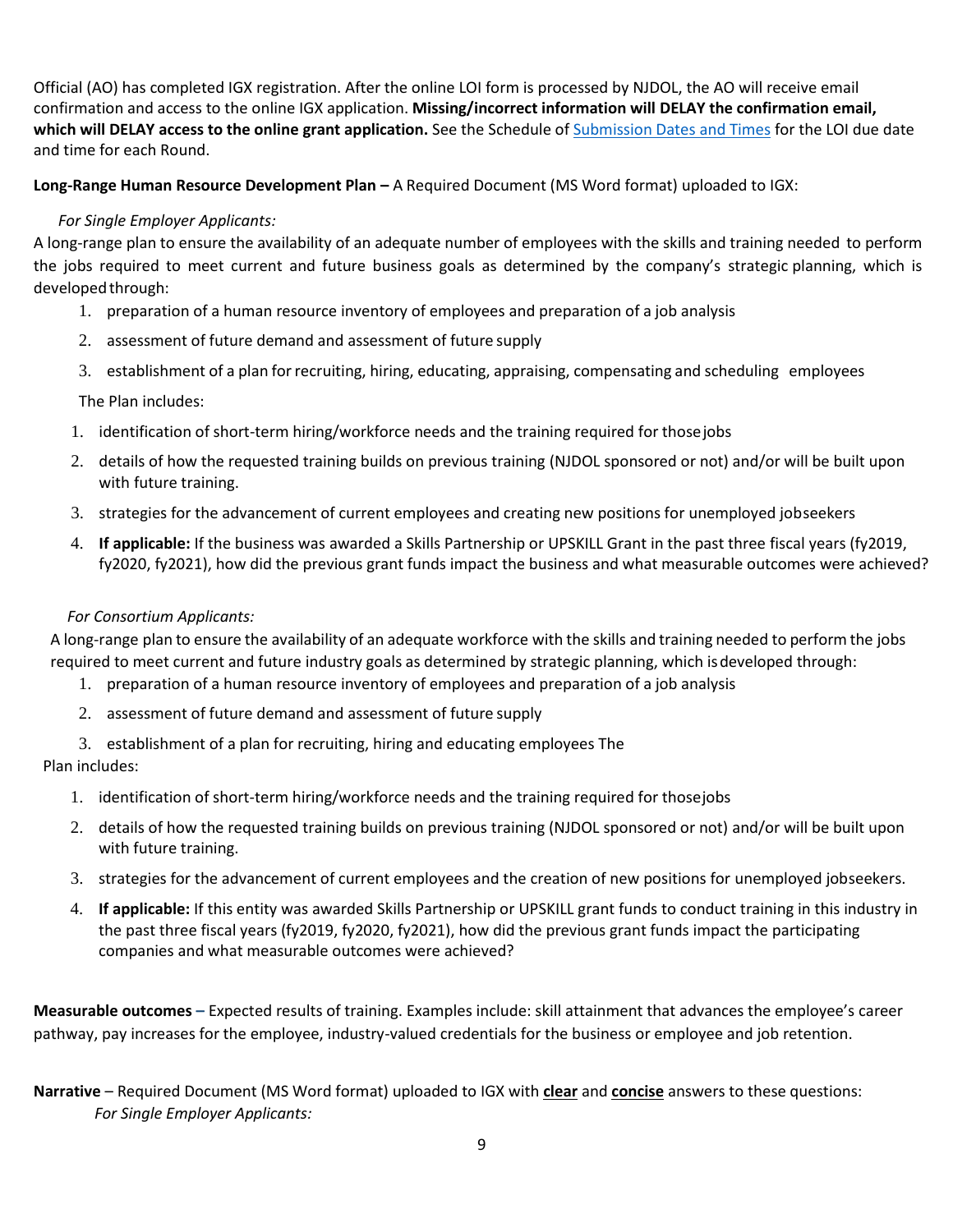Official (AO) has completed IGX registration. After the online LOI form is processed by NJDOL, the AO will receive email confirmation and access to the online IGX application. **Missing/incorrect information will DELAY the confirmation email, which will DELAY access to the online grant application.** See the Schedule of [Submission Dates and Times]() for the LOI due date and time for each Round.

**Long-Range Human Resource Development Plan –** A Required Document (MS Word format) uploaded to IGX:

*For Single Employer Applicants:*

A long-range plan to ensure the availability of an adequate number of employees with the skills and training needed to perform the jobs required to meet current and future business goals as determined by the company's strategic planning, which is developed through:

1. preparation of a human resource inventory of employees and preparation of a job analysis
2. assessment of future demand and assessment of future supply
3. establishment of a plan for recruiting, hiring, educating, appraising, compensating and scheduling employees

The Plan includes:

1. identification of short-term hiring/workforce needs and the training required for those jobs
2. details of how the requested training builds on previous training (NJDOL sponsored or not) and/or will be built upon with future training.
3. strategies for the advancement of current employees and creating new positions for unemployed jobseekers
4. **If applicable:** If the business was awarded a Skills Partnership or UPSKILL Grant in the past three fiscal years (fy2019, fy2020, fy2021), how did the previous grant funds impact the business and what measurable outcomes were achieved?

*For Consortium Applicants:*

A long-range plan to ensure the availability of an adequate workforce with the skills and training needed to perform the jobs required to meet current and future industry goals as determined by strategic planning, which is developed through:

1. preparation of a human resource inventory of employees and preparation of a job analysis
2. assessment of future demand and assessment of future supply
3. establishment of a plan for recruiting, hiring and educating employees

The Plan includes:

1. identification of short-term hiring/workforce needs and the training required for those jobs
2. details of how the requested training builds on previous training (NJDOL sponsored or not) and/or will be built upon with future training.
3. strategies for the advancement of current employees and the creation of new positions for unemployed jobseekers.
4. **If applicable:** If this entity was awarded Skills Partnership or UPSKILL grant funds to conduct training in this industry in the past three fiscal years (fy2019, fy2020, fy2021), how did the previous grant funds impact the participating companies and what measurable outcomes were achieved?

**Measurable outcomes –** Expected results of training. Examples include: skill attainment that advances the employee's career pathway, pay increases for the employee, industry-valued credentials for the business or employee and job retention.

**Narrative** – Required Document (MS Word format) uploaded to IGX with **clear** and **concise** answers to these questions:

*For Single Employer Applicants:*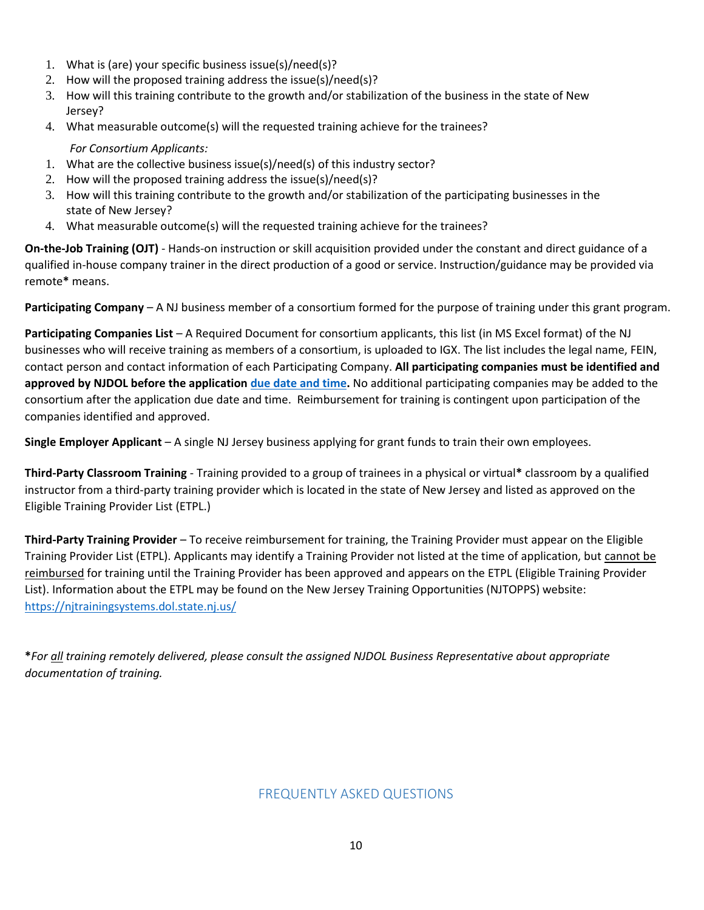1. What is (are) your specific business issue(s)/need(s)?
2. How will the proposed training address the issue(s)/need(s)?
3. How will this training contribute to the growth and/or stabilization of the business in the state of New Jersey?
4. What measurable outcome(s) will the requested training achieve for the trainees?

*For Consortium Applicants:*

1. What are the collective business issue(s)/need(s) of this industry sector?
2. How will the proposed training address the issue(s)/need(s)?
3. How will this training contribute to the growth and/or stabilization of the participating businesses in the state of New Jersey?
4. What measurable outcome(s) will the requested training achieve for the trainees?

**On-the-Job Training (OJT)** - Hands-on instruction or skill acquisition provided under the constant and direct guidance of a qualified in-house company trainer in the direct production of a good or service. Instruction/guidance may be provided via remote**\*** means.

**Participating Company** – A NJ business member of a consortium formed for the purpose of training under this grant program.

**Participating Companies List** – A Required Document for consortium applicants, this list (in MS Excel format) of the NJ businesses who will receive training as members of a consortium, is uploaded to IGX. The list includes the legal name, FEIN, contact person and contact information of each Participating Company. **All participating companies must be identified and approved by NJDOL before the application due date and time.** No additional participating companies may be added to the consortium after the application due date and time. Reimbursement for training is contingent upon participation of the companies identified and approved.

**Single Employer Applicant** – A single NJ Jersey business applying for grant funds to train their own employees.

**Third-Party Classroom Training** - Training provided to a group of trainees in a physical or virtual**\*** classroom by a qualified instructor from a third-party training provider which is located in the state of New Jersey and listed as approved on the Eligible Training Provider List (ETPL.)

**Third-Party Training Provider** – To receive reimbursement for training, the Training Provider must appear on the Eligible Training Provider List (ETPL). Applicants may identify a Training Provider not listed at the time of application, but cannot be reimbursed for training until the Training Provider has been approved and appears on the ETPL (Eligible Training Provider List). Information about the ETPL may be found on the New Jersey Training Opportunities (NJTOPPS) website: https://njtrainingsystems.dol.state.nj.us/

**\****For all training remotely delivered, please consult the assigned NJDOL Business Representative about appropriate documentation of training.*

## FREQUENTLY ASKED QUESTIONS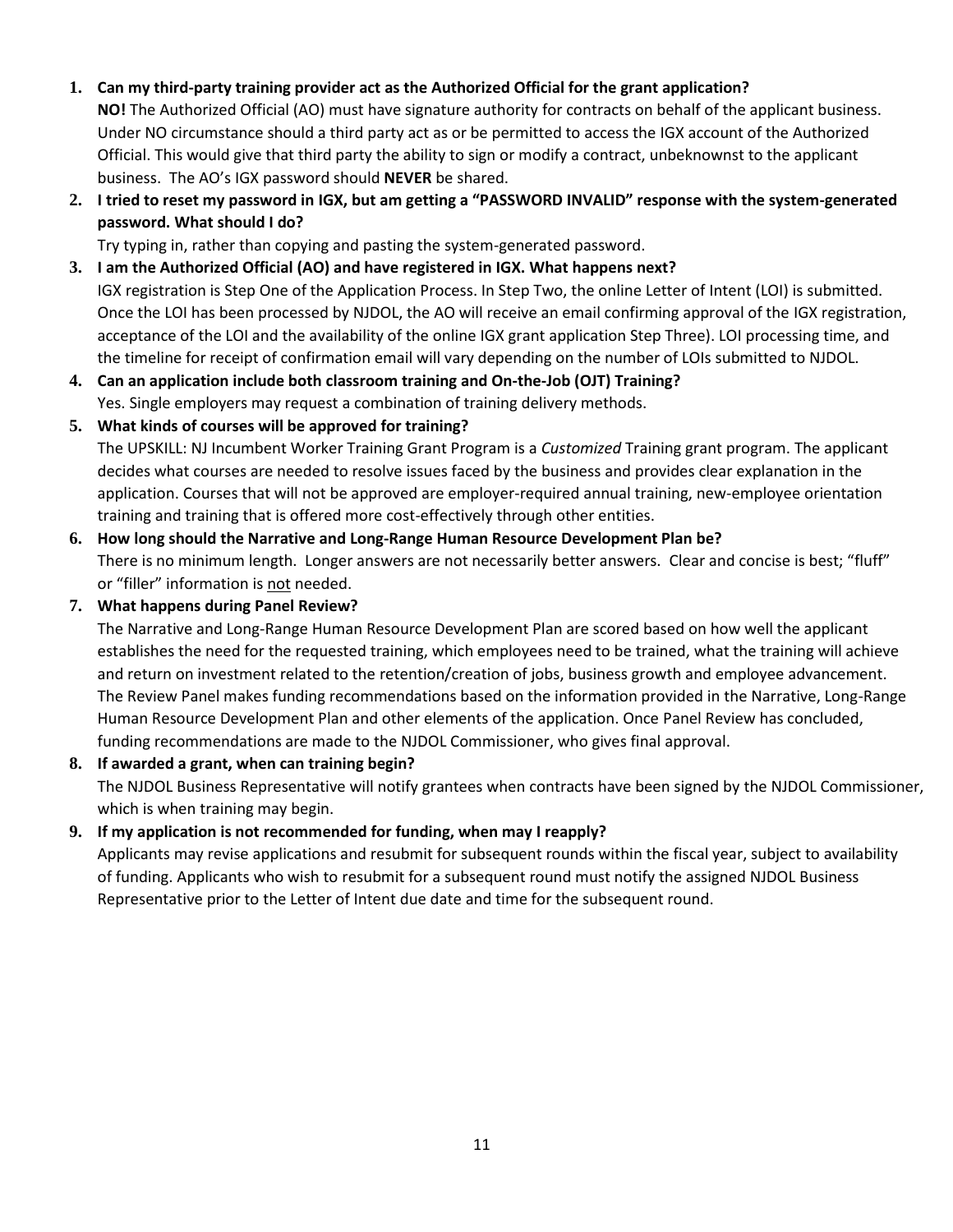1. **Can my third-party training provider act as the Authorized Official for the grant application?**
   **NO!** The Authorized Official (AO) must have signature authority for contracts on behalf of the applicant business. Under NO circumstance should a third party act as or be permitted to access the IGX account of the Authorized Official. This would give that third party the ability to sign or modify a contract, unbeknownst to the applicant business. The AO's IGX password should **NEVER** be shared.

2. **I tried to reset my password in IGX, but am getting a "PASSWORD INVALID" response with the system-generated password. What should I do?**
   Try typing in, rather than copying and pasting the system-generated password.

3. **I am the Authorized Official (AO) and have registered in IGX. What happens next?**
   IGX registration is Step One of the Application Process. In Step Two, the online Letter of Intent (LOI) is submitted. Once the LOI has been processed by NJDOL, the AO will receive an email confirming approval of the IGX registration, acceptance of the LOI and the availability of the online IGX grant application Step Three). LOI processing time, and the timeline for receipt of confirmation email will vary depending on the number of LOIs submitted to NJDOL.

4. **Can an application include both classroom training and On-the-Job (OJT) Training?**
   Yes. Single employers may request a combination of training delivery methods.

5. **What kinds of courses will be approved for training?**
   The UPSKILL: NJ Incumbent Worker Training Grant Program is a *Customized* Training grant program. The applicant decides what courses are needed to resolve issues faced by the business and provides clear explanation in the application. Courses that will not be approved are employer-required annual training, new-employee orientation training and training that is offered more cost-effectively through other entities.

6. **How long should the Narrative and Long-Range Human Resource Development Plan be?**
   There is no minimum length. Longer answers are not necessarily better answers. Clear and concise is best; "fluff" or "filler" information is <u>not</u> needed.

7. **What happens during Panel Review?**
   The Narrative and Long-Range Human Resource Development Plan are scored based on how well the applicant establishes the need for the requested training, which employees need to be trained, what the training will achieve and return on investment related to the retention/creation of jobs, business growth and employee advancement. The Review Panel makes funding recommendations based on the information provided in the Narrative, Long-Range Human Resource Development Plan and other elements of the application. Once Panel Review has concluded, funding recommendations are made to the NJDOL Commissioner, who gives final approval.

8. **If awarded a grant, when can training begin?**
   The NJDOL Business Representative will notify grantees when contracts have been signed by the NJDOL Commissioner, which is when training may begin.

9. **If my application is not recommended for funding, when may I reapply?**
   Applicants may revise applications and resubmit for subsequent rounds within the fiscal year, subject to availability of funding. Applicants who wish to resubmit for a subsequent round must notify the assigned NJDOL Business Representative prior to the Letter of Intent due date and time for the subsequent round.